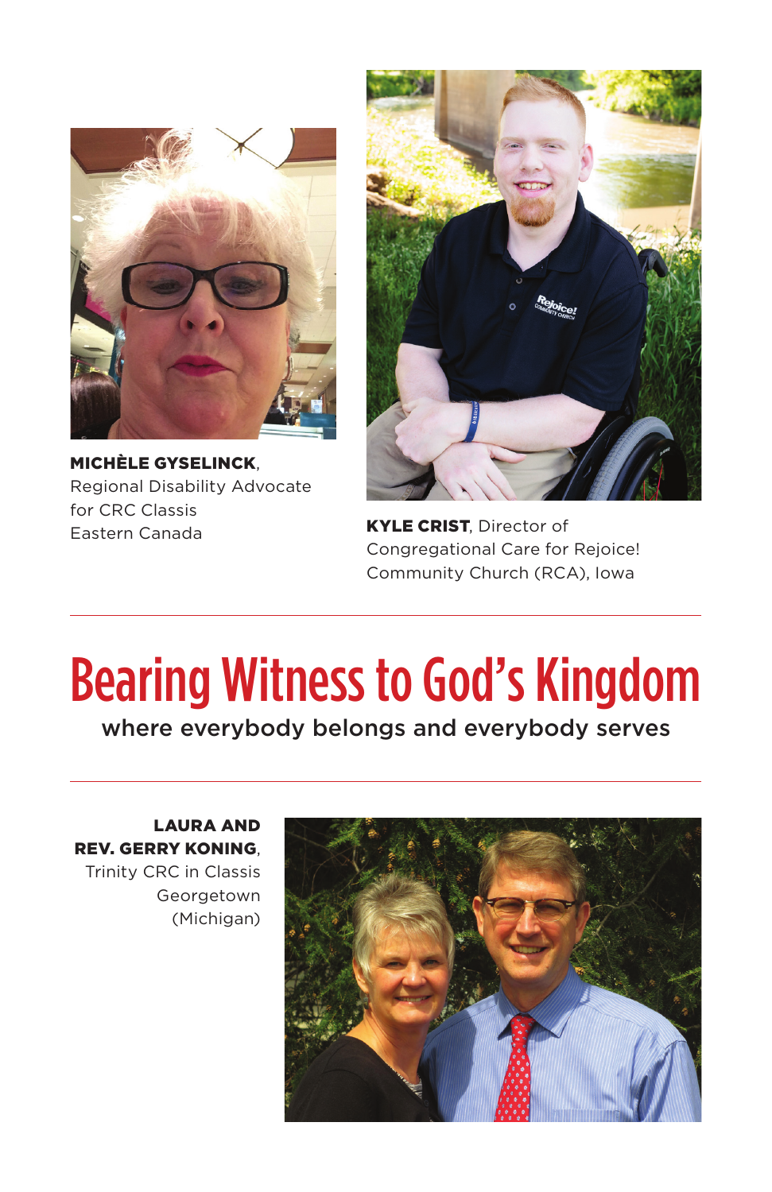**MICHÈLE GYSELINCK**, Regional Disability Advocate for CRC Classis Eastern Canada

**KYLE CRIST**, Director of Congregational Care for Rejoice! Community Church (RCA), Iowa

# Bearing Witness to God's Kingdom

## where everybody belongs and everybody serves

**LAURA AND REV. GERRY KONING**, Trinity CRC in Classis Georgetown (Michigan)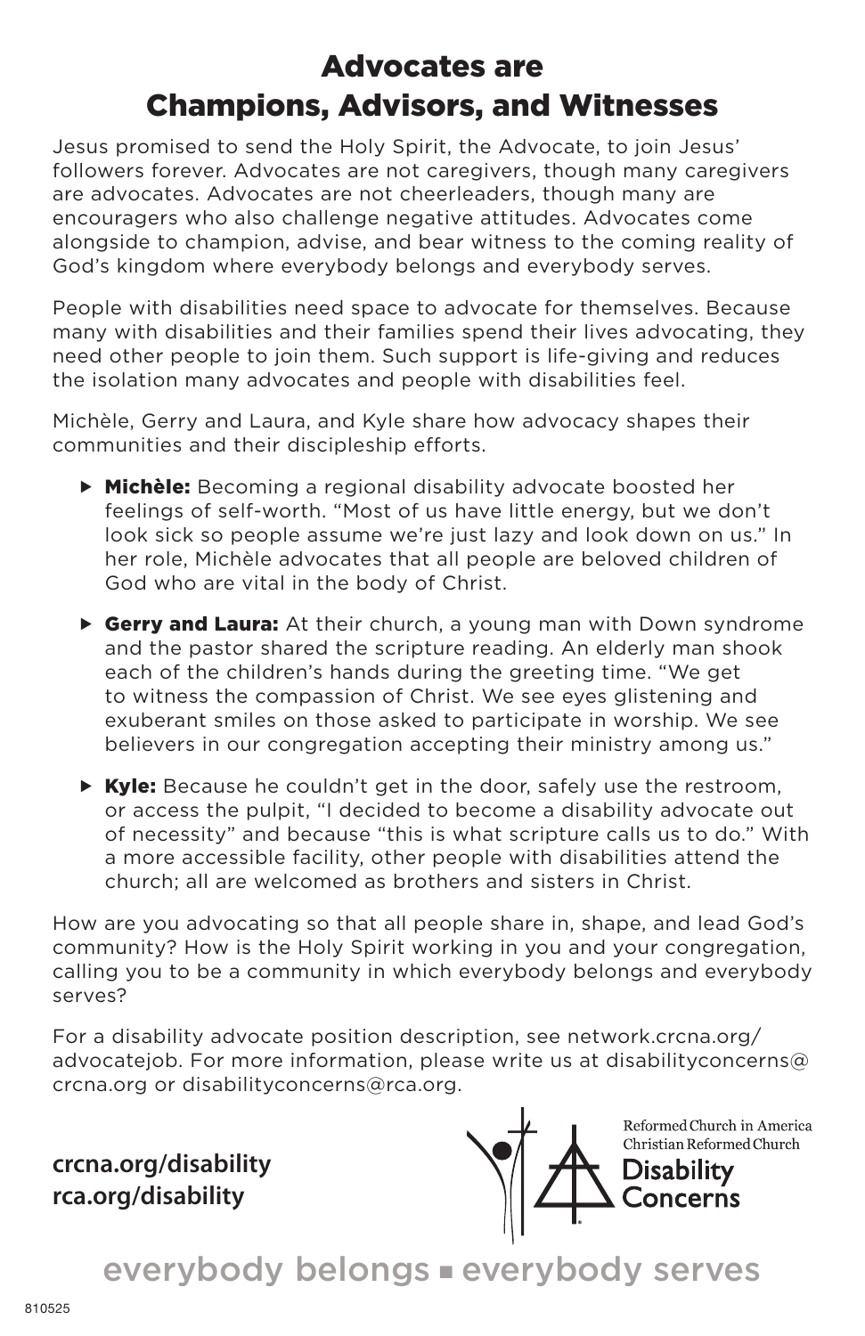# Advocates are Champions, Advisors, and Witnesses

Jesus promised to send the Holy Spirit, the Advocate, to join Jesus' followers forever. Advocates are not caregivers, though many caregivers are advocates. Advocates are not cheerleaders, though many are encouragers who also challenge negative attitudes. Advocates come alongside to champion, advise, and bear witness to the coming reality of God's kingdom where everybody belongs and everybody serves.

People with disabilities need space to advocate for themselves. Because many with disabilities and their families spend their lives advocating, they need other people to join them. Such support is life-giving and reduces the isolation many advocates and people with disabilities feel.

Michèle, Gerry and Laura, and Kyle share how advocacy shapes their communities and their discipleship efforts.

- **Michèle:** Becoming a regional disability advocate boosted her feelings of self-worth. "Most of us have little energy, but we don't look sick so people assume we're just lazy and look down on us." In her role, Michèle advocates that all people are beloved children of God who are vital in the body of Christ.
- **Gerry and Laura:** At their church, a young man with Down syndrome and the pastor shared the scripture reading. An elderly man shook each of the children's hands during the greeting time. "We get to witness the compassion of Christ. We see eyes glistening and exuberant smiles on those asked to participate in worship. We see believers in our congregation accepting their ministry among us."
- **Kyle:** Because he couldn't get in the door, safely use the restroom, or access the pulpit, "I decided to become a disability advocate out of necessity" and because "this is what scripture calls us to do." With a more accessible facility, other people with disabilities attend the church; all are welcomed as brothers and sisters in Christ.

How are you advocating so that all people share in, shape, and lead God's community? How is the Holy Spirit working in you and your congregation, calling you to be a community in which everybody belongs and everybody serves?

For a disability advocate position description, see network.crcna.org/advocatejob. For more information, please write us at disabilityconcerns@crcna.org or disabilityconcerns@rca.org.

**crcna.org/disability**
**rca.org/disability**

Reformed Church in America
Christian Reformed Church
Disability Concerns

everybody belongs ▪ everybody serves

810525